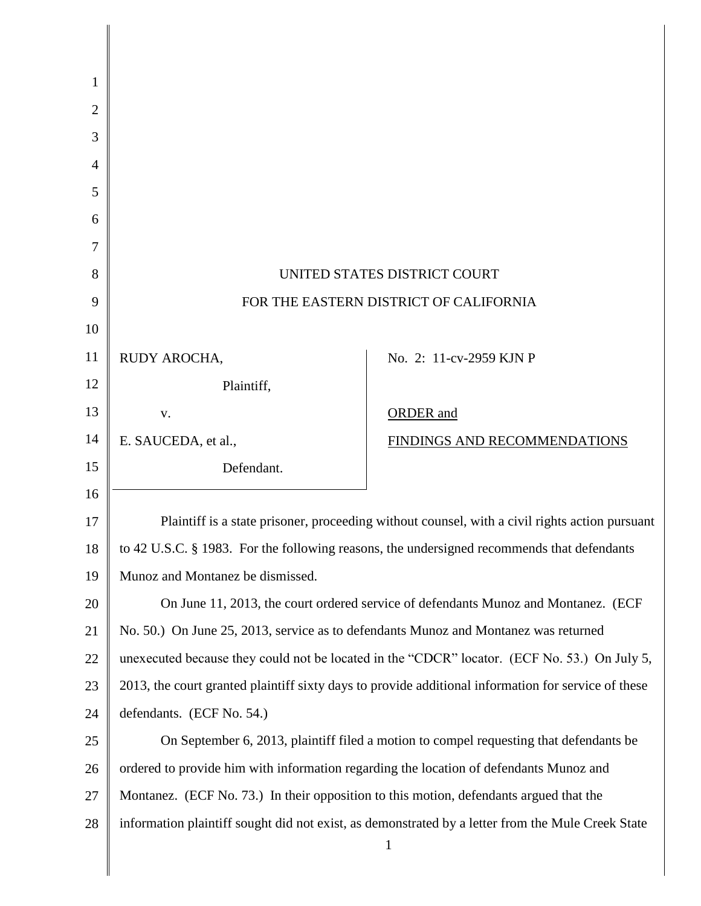UNITED STATES DISTRICT COURT

FOR THE EASTERN DISTRICT OF CALIFORNIA

RUDY AROCHA,

Plaintiff,

v.

E. SAUCEDA, et al.,

Defendant.

No. 2: 11-cv-2959 KJN P

ORDER and

FINDINGS AND RECOMMENDATIONS

Plaintiff is a state prisoner, proceeding without counsel, with a civil rights action pursuant to 42 U.S.C. § 1983. For the following reasons, the undersigned recommends that defendants Munoz and Montanez be dismissed.

On June 11, 2013, the court ordered service of defendants Munoz and Montanez. (ECF No. 50.) On June 25, 2013, service as to defendants Munoz and Montanez was returned unexecuted because they could not be located in the "CDCR" locator. (ECF No. 53.) On July 5, 2013, the court granted plaintiff sixty days to provide additional information for service of these defendants. (ECF No. 54.)

On September 6, 2013, plaintiff filed a motion to compel requesting that defendants be ordered to provide him with information regarding the location of defendants Munoz and Montanez. (ECF No. 73.) In their opposition to this motion, defendants argued that the information plaintiff sought did not exist, as demonstrated by a letter from the Mule Creek State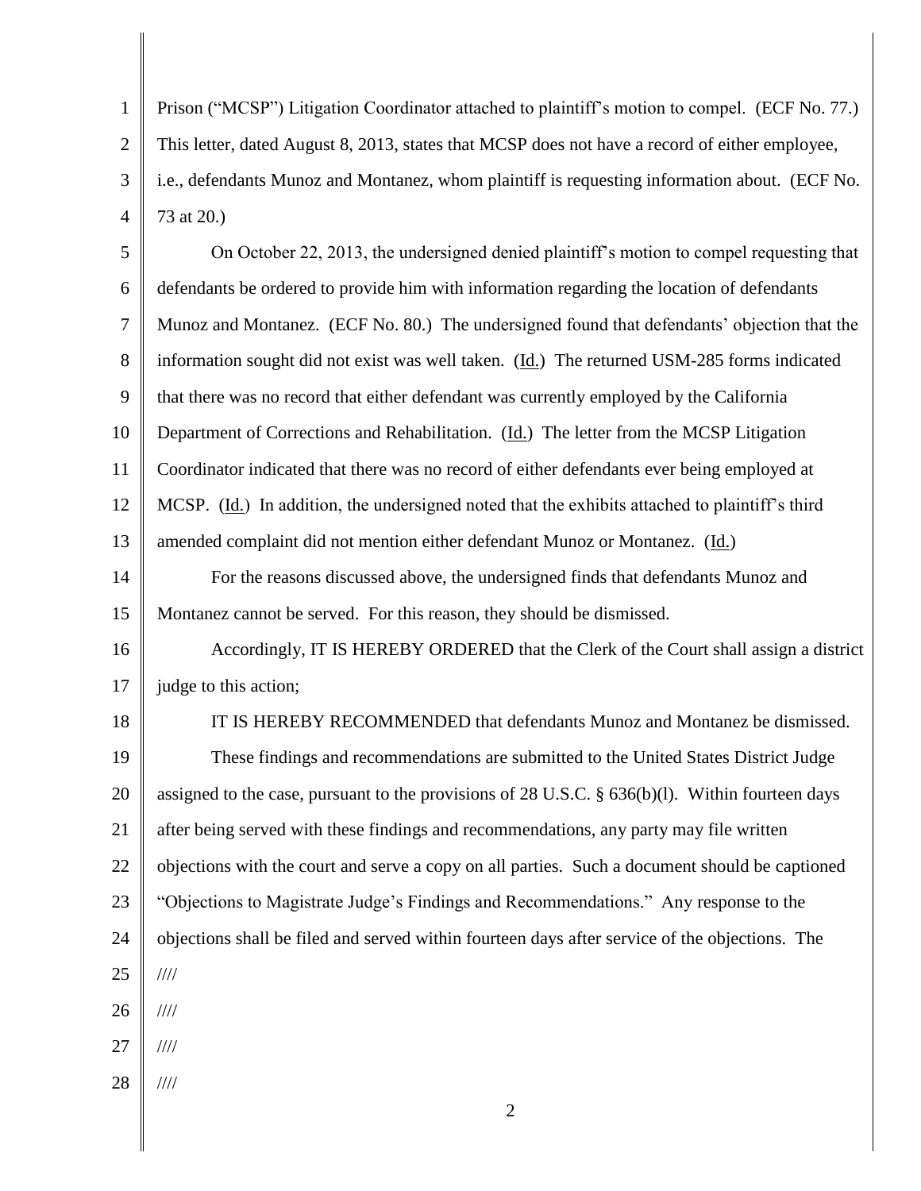Prison ("MCSP") Litigation Coordinator attached to plaintiff's motion to compel. (ECF No. 77.) This letter, dated August 8, 2013, states that MCSP does not have a record of either employee, i.e., defendants Munoz and Montanez, whom plaintiff is requesting information about. (ECF No. 73 at 20.)

On October 22, 2013, the undersigned denied plaintiff's motion to compel requesting that defendants be ordered to provide him with information regarding the location of defendants Munoz and Montanez. (ECF No. 80.) The undersigned found that defendants' objection that the information sought did not exist was well taken. (Id.) The returned USM-285 forms indicated that there was no record that either defendant was currently employed by the California Department of Corrections and Rehabilitation. (Id.) The letter from the MCSP Litigation Coordinator indicated that there was no record of either defendants ever being employed at MCSP. (Id.) In addition, the undersigned noted that the exhibits attached to plaintiff's third amended complaint did not mention either defendant Munoz or Montanez. (Id.)

For the reasons discussed above, the undersigned finds that defendants Munoz and Montanez cannot be served. For this reason, they should be dismissed.

Accordingly, IT IS HEREBY ORDERED that the Clerk of the Court shall assign a district judge to this action;

IT IS HEREBY RECOMMENDED that defendants Munoz and Montanez be dismissed.

These findings and recommendations are submitted to the United States District Judge assigned to the case, pursuant to the provisions of 28 U.S.C. § 636(b)(l). Within fourteen days after being served with these findings and recommendations, any party may file written objections with the court and serve a copy on all parties. Such a document should be captioned "Objections to Magistrate Judge's Findings and Recommendations." Any response to the objections shall be filed and served within fourteen days after service of the objections. The

////

////

////

////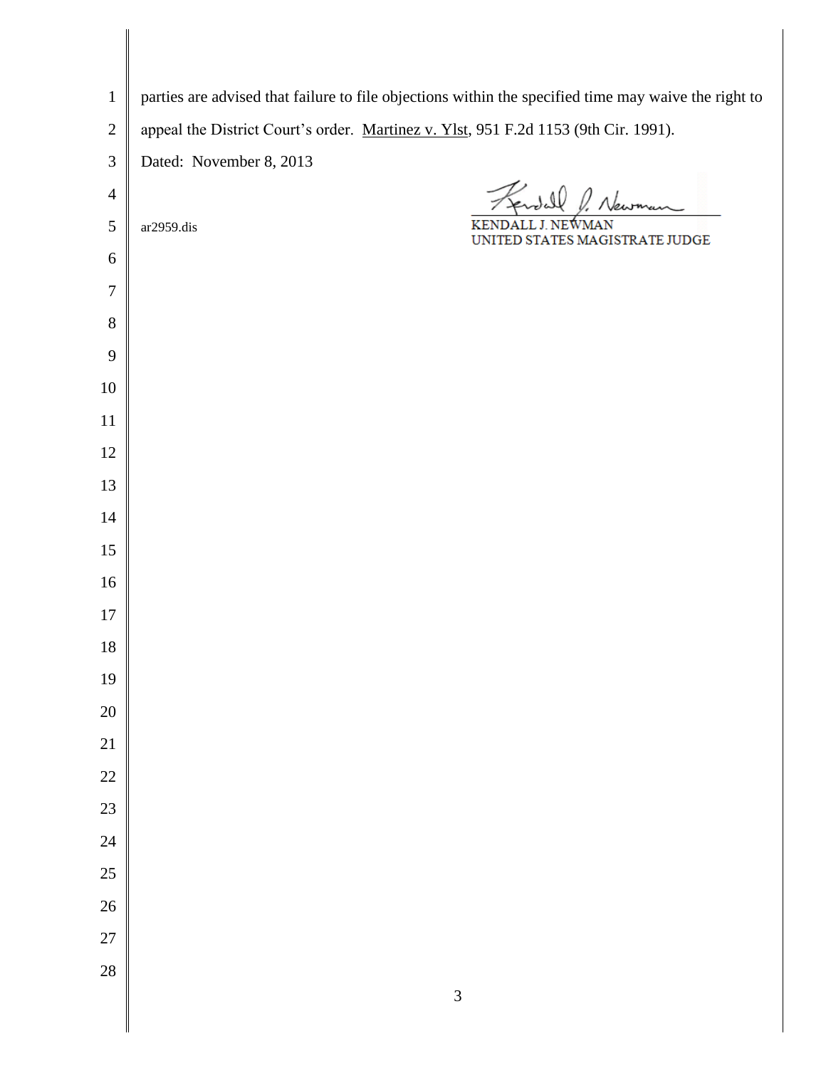parties are advised that failure to file objections within the specified time may waive the right to appeal the District Court's order. Martinez v. Ylst, 951 F.2d 1153 (9th Cir. 1991).

Dated: November 8, 2013

KENDALL J. NEWMAN
UNITED STATES MAGISTRATE JUDGE

ar2959.dis